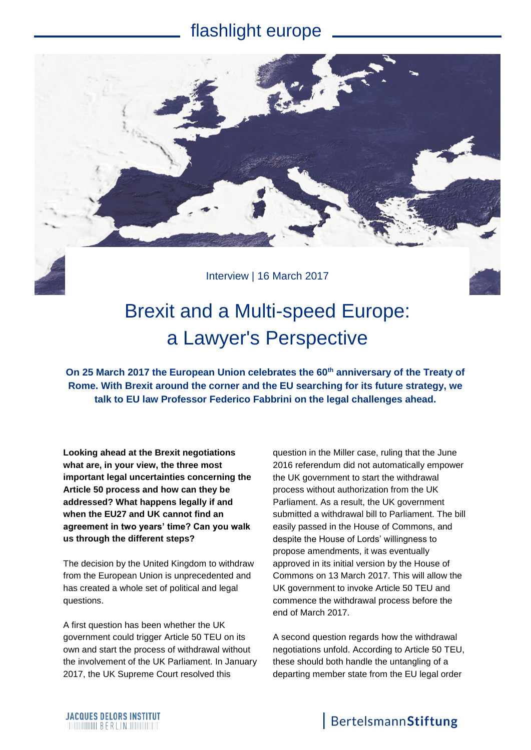flashlight europe

Interview | 16 March 2017

# Brexit and a Multi-speed Europe: a Lawyer's Perspective

**On 25 March 2017 the European Union celebrates the 60th anniversary of the Treaty of Rome. With Brexit around the corner and the EU searching for its future strategy, we talk to EU law Professor Federico Fabbrini on the legal challenges ahead.**

**Looking ahead at the Brexit negotiations what are, in your view, the three most important legal uncertainties concerning the Article 50 process and how can they be addressed? What happens legally if and when the EU27 and UK cannot find an agreement in two years' time? Can you walk us through the different steps?**

The decision by the United Kingdom to withdraw from the European Union is unprecedented and has created a whole set of political and legal questions.

A first question has been whether the UK government could trigger Article 50 TEU on its own and start the process of withdrawal without the involvement of the UK Parliament. In January 2017, the UK Supreme Court resolved this question in the Miller case, ruling that the June 2016 referendum did not automatically empower the UK government to start the withdrawal process without authorization from the UK Parliament. As a result, the UK government submitted a withdrawal bill to Parliament. The bill easily passed in the House of Commons, and despite the House of Lords' willingness to propose amendments, it was eventually approved in its initial version by the House of Commons on 13 March 2017. This will allow the UK government to invoke Article 50 TEU and commence the withdrawal process before the end of March 2017.

A second question regards how the withdrawal negotiations unfold. According to Article 50 TEU, these should both handle the untangling of a departing member state from the EU legal order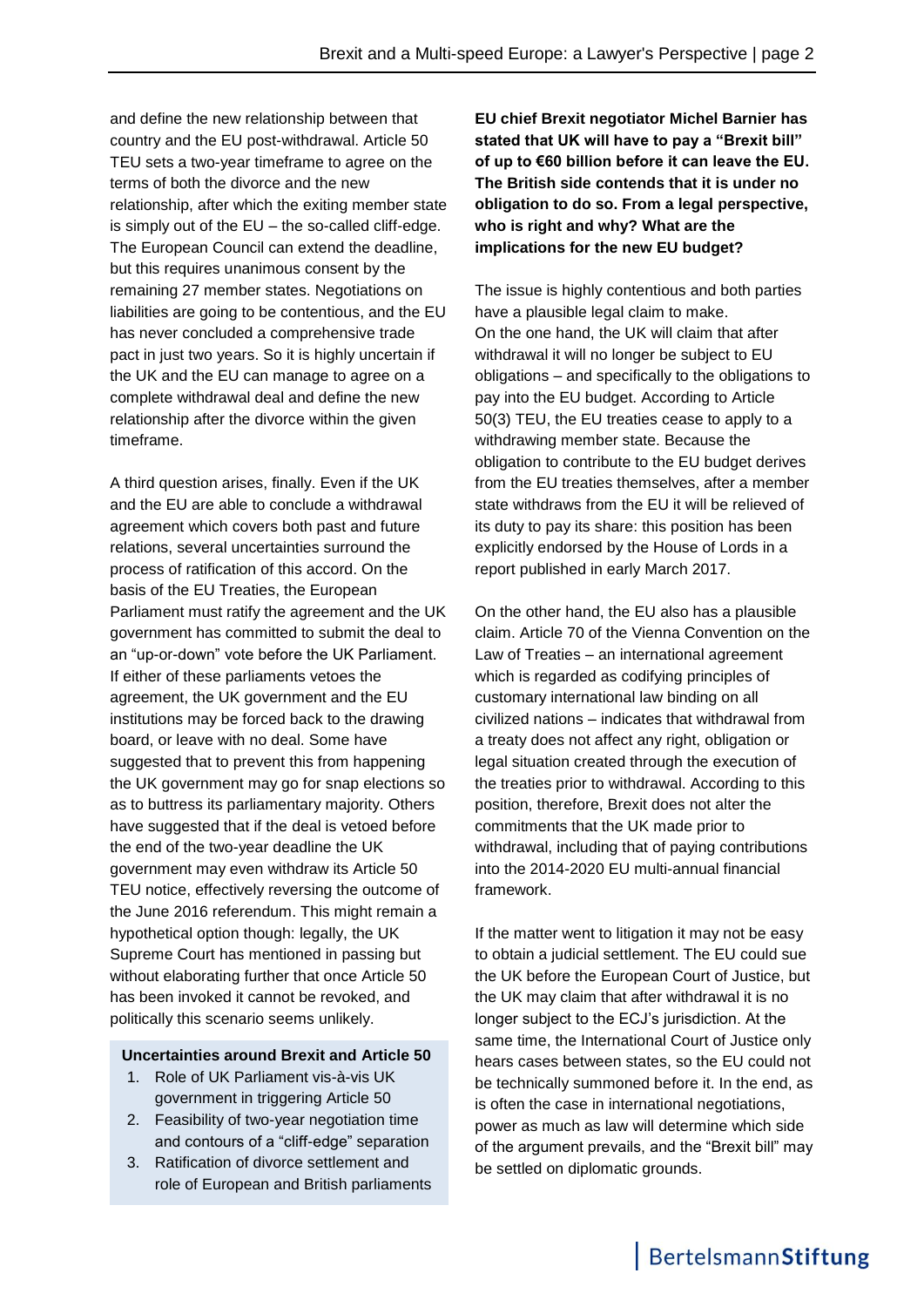and define the new relationship between that country and the EU post-withdrawal. Article 50 TEU sets a two-year timeframe to agree on the terms of both the divorce and the new relationship, after which the exiting member state is simply out of the EU – the so-called cliff-edge. The European Council can extend the deadline, but this requires unanimous consent by the remaining 27 member states. Negotiations on liabilities are going to be contentious, and the EU has never concluded a comprehensive trade pact in just two years. So it is highly uncertain if the UK and the EU can manage to agree on a complete withdrawal deal and define the new relationship after the divorce within the given timeframe.

A third question arises, finally. Even if the UK and the EU are able to conclude a withdrawal agreement which covers both past and future relations, several uncertainties surround the process of ratification of this accord. On the basis of the EU Treaties, the European Parliament must ratify the agreement and the UK government has committed to submit the deal to an "up-or-down" vote before the UK Parliament. If either of these parliaments vetoes the agreement, the UK government and the EU institutions may be forced back to the drawing board, or leave with no deal. Some have suggested that to prevent this from happening the UK government may go for snap elections so as to buttress its parliamentary majority. Others have suggested that if the deal is vetoed before the end of the two-year deadline the UK government may even withdraw its Article 50 TEU notice, effectively reversing the outcome of the June 2016 referendum. This might remain a hypothetical option though: legally, the UK Supreme Court has mentioned in passing but without elaborating further that once Article 50 has been invoked it cannot be revoked, and politically this scenario seems unlikely.

**Uncertainties around Brexit and Article 50**

1. Role of UK Parliament vis-à-vis UK government in triggering Article 50
2. Feasibility of two-year negotiation time and contours of a "cliff-edge" separation
3. Ratification of divorce settlement and role of European and British parliaments

**EU chief Brexit negotiator Michel Barnier has stated that UK will have to pay a "Brexit bill" of up to €60 billion before it can leave the EU. The British side contends that it is under no obligation to do so. From a legal perspective, who is right and why? What are the implications for the new EU budget?**

The issue is highly contentious and both parties have a plausible legal claim to make.
On the one hand, the UK will claim that after withdrawal it will no longer be subject to EU obligations – and specifically to the obligations to pay into the EU budget. According to Article 50(3) TEU, the EU treaties cease to apply to a withdrawing member state. Because the obligation to contribute to the EU budget derives from the EU treaties themselves, after a member state withdraws from the EU it will be relieved of its duty to pay its share: this position has been explicitly endorsed by the House of Lords in a report published in early March 2017.

On the other hand, the EU also has a plausible claim. Article 70 of the Vienna Convention on the Law of Treaties – an international agreement which is regarded as codifying principles of customary international law binding on all civilized nations – indicates that withdrawal from a treaty does not affect any right, obligation or legal situation created through the execution of the treaties prior to withdrawal. According to this position, therefore, Brexit does not alter the commitments that the UK made prior to withdrawal, including that of paying contributions into the 2014-2020 EU multi-annual financial framework.

If the matter went to litigation it may not be easy to obtain a judicial settlement. The EU could sue the UK before the European Court of Justice, but the UK may claim that after withdrawal it is no longer subject to the ECJ's jurisdiction. At the same time, the International Court of Justice only hears cases between states, so the EU could not be technically summoned before it. In the end, as is often the case in international negotiations, power as much as law will determine which side of the argument prevails, and the "Brexit bill" may be settled on diplomatic grounds.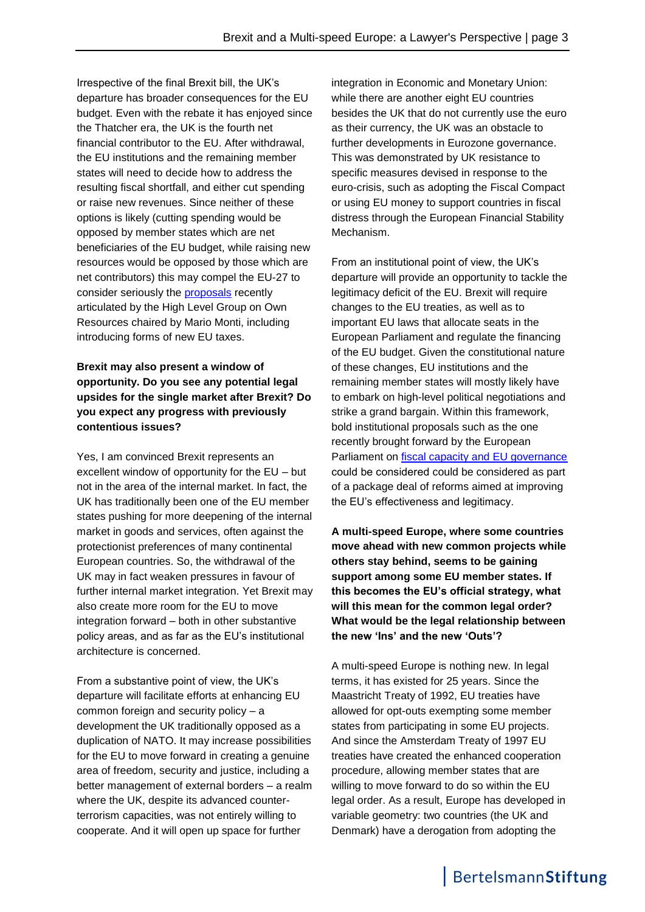Irrespective of the final Brexit bill, the UK's departure has broader consequences for the EU budget. Even with the rebate it has enjoyed since the Thatcher era, the UK is the fourth net financial contributor to the EU. After withdrawal, the EU institutions and the remaining member states will need to decide how to address the resulting fiscal shortfall, and either cut spending or raise new revenues. Since neither of these options is likely (cutting spending would be opposed by member states which are net beneficiaries of the EU budget, while raising new resources would be opposed by those which are net contributors) this may compel the EU-27 to consider seriously the proposals recently articulated by the High Level Group on Own Resources chaired by Mario Monti, including introducing forms of new EU taxes.

**Brexit may also present a window of opportunity. Do you see any potential legal upsides for the single market after Brexit? Do you expect any progress with previously contentious issues?**

Yes, I am convinced Brexit represents an excellent window of opportunity for the EU – but not in the area of the internal market. In fact, the UK has traditionally been one of the EU member states pushing for more deepening of the internal market in goods and services, often against the protectionist preferences of many continental European countries. So, the withdrawal of the UK may in fact weaken pressures in favour of further internal market integration. Yet Brexit may also create more room for the EU to move integration forward – both in other substantive policy areas, and as far as the EU's institutional architecture is concerned.

From a substantive point of view, the UK's departure will facilitate efforts at enhancing EU common foreign and security policy – a development the UK traditionally opposed as a duplication of NATO. It may increase possibilities for the EU to move forward in creating a genuine area of freedom, security and justice, including a better management of external borders – a realm where the UK, despite its advanced counter-terrorism capacities, was not entirely willing to cooperate. And it will open up space for further integration in Economic and Monetary Union: while there are another eight EU countries besides the UK that do not currently use the euro as their currency, the UK was an obstacle to further developments in Eurozone governance. This was demonstrated by UK resistance to specific measures devised in response to the euro-crisis, such as adopting the Fiscal Compact or using EU money to support countries in fiscal distress through the European Financial Stability Mechanism.

From an institutional point of view, the UK's departure will provide an opportunity to tackle the legitimacy deficit of the EU. Brexit will require changes to the EU treaties, as well as to important EU laws that allocate seats in the European Parliament and regulate the financing of the EU budget. Given the constitutional nature of these changes, EU institutions and the remaining member states will mostly likely have to embark on high-level political negotiations and strike a grand bargain. Within this framework, bold institutional proposals such as the one recently brought forward by the European Parliament on fiscal capacity and EU governance could be considered could be considered as part of a package deal of reforms aimed at improving the EU's effectiveness and legitimacy.

**A multi-speed Europe, where some countries move ahead with new common projects while others stay behind, seems to be gaining support among some EU member states. If this becomes the EU's official strategy, what will this mean for the common legal order? What would be the legal relationship between the new 'Ins' and the new 'Outs'?**

A multi-speed Europe is nothing new. In legal terms, it has existed for 25 years. Since the Maastricht Treaty of 1992, EU treaties have allowed for opt-outs exempting some member states from participating in some EU projects. And since the Amsterdam Treaty of 1997 EU treaties have created the enhanced cooperation procedure, allowing member states that are willing to move forward to do so within the EU legal order. As a result, Europe has developed in variable geometry: two countries (the UK and Denmark) have a derogation from adopting the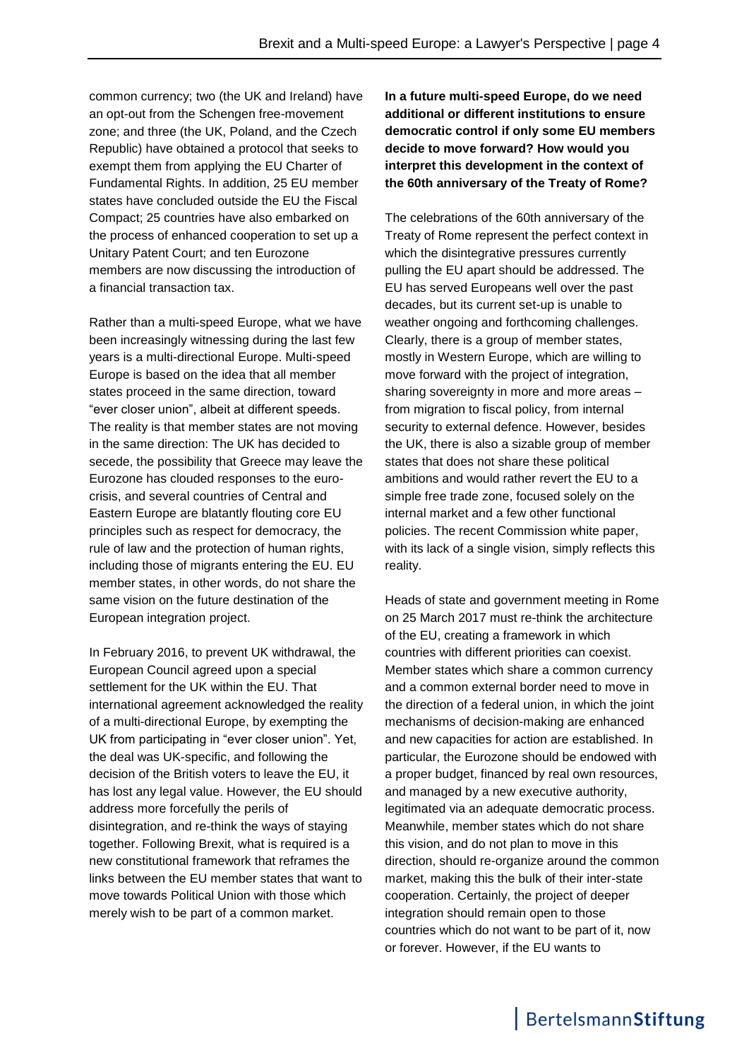common currency; two (the UK and Ireland) have an opt-out from the Schengen free-movement zone; and three (the UK, Poland, and the Czech Republic) have obtained a protocol that seeks to exempt them from applying the EU Charter of Fundamental Rights. In addition, 25 EU member states have concluded outside the EU the Fiscal Compact; 25 countries have also embarked on the process of enhanced cooperation to set up a Unitary Patent Court; and ten Eurozone members are now discussing the introduction of a financial transaction tax.

Rather than a multi-speed Europe, what we have been increasingly witnessing during the last few years is a multi-directional Europe. Multi-speed Europe is based on the idea that all member states proceed in the same direction, toward "ever closer union", albeit at different speeds. The reality is that member states are not moving in the same direction: The UK has decided to secede, the possibility that Greece may leave the Eurozone has clouded responses to the euro-crisis, and several countries of Central and Eastern Europe are blatantly flouting core EU principles such as respect for democracy, the rule of law and the protection of human rights, including those of migrants entering the EU. EU member states, in other words, do not share the same vision on the future destination of the European integration project.

In February 2016, to prevent UK withdrawal, the European Council agreed upon a special settlement for the UK within the EU. That international agreement acknowledged the reality of a multi-directional Europe, by exempting the UK from participating in "ever closer union". Yet, the deal was UK-specific, and following the decision of the British voters to leave the EU, it has lost any legal value. However, the EU should address more forcefully the perils of disintegration, and re-think the ways of staying together. Following Brexit, what is required is a new constitutional framework that reframes the links between the EU member states that want to move towards Political Union with those which merely wish to be part of a common market.

**In a future multi-speed Europe, do we need additional or different institutions to ensure democratic control if only some EU members decide to move forward? How would you interpret this development in the context of the 60th anniversary of the Treaty of Rome?**

The celebrations of the 60th anniversary of the Treaty of Rome represent the perfect context in which the disintegrative pressures currently pulling the EU apart should be addressed. The EU has served Europeans well over the past decades, but its current set-up is unable to weather ongoing and forthcoming challenges. Clearly, there is a group of member states, mostly in Western Europe, which are willing to move forward with the project of integration, sharing sovereignty in more and more areas – from migration to fiscal policy, from internal security to external defence. However, besides the UK, there is also a sizable group of member states that does not share these political ambitions and would rather revert the EU to a simple free trade zone, focused solely on the internal market and a few other functional policies. The recent Commission white paper, with its lack of a single vision, simply reflects this reality.

Heads of state and government meeting in Rome on 25 March 2017 must re-think the architecture of the EU, creating a framework in which countries with different priorities can coexist. Member states which share a common currency and a common external border need to move in the direction of a federal union, in which the joint mechanisms of decision-making are enhanced and new capacities for action are established. In particular, the Eurozone should be endowed with a proper budget, financed by real own resources, and managed by a new executive authority, legitimated via an adequate democratic process. Meanwhile, member states which do not share this vision, and do not plan to move in this direction, should re-organize around the common market, making this the bulk of their inter-state cooperation. Certainly, the project of deeper integration should remain open to those countries which do not want to be part of it, now or forever. However, if the EU wants to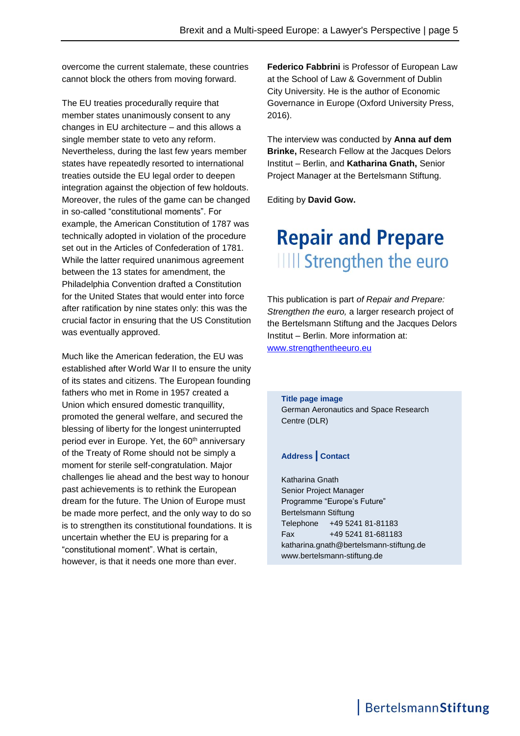overcome the current stalemate, these countries cannot block the others from moving forward.

The EU treaties procedurally require that member states unanimously consent to any changes in EU architecture – and this allows a single member state to veto any reform. Nevertheless, during the last few years member states have repeatedly resorted to international treaties outside the EU legal order to deepen integration against the objection of few holdouts. Moreover, the rules of the game can be changed in so-called "constitutional moments". For example, the American Constitution of 1787 was technically adopted in violation of the procedure set out in the Articles of Confederation of 1781. While the latter required unanimous agreement between the 13 states for amendment, the Philadelphia Convention drafted a Constitution for the United States that would enter into force after ratification by nine states only: this was the crucial factor in ensuring that the US Constitution was eventually approved.

Much like the American federation, the EU was established after World War II to ensure the unity of its states and citizens. The European founding fathers who met in Rome in 1957 created a Union which ensured domestic tranquillity, promoted the general welfare, and secured the blessing of liberty for the longest uninterrupted period ever in Europe. Yet, the 60th anniversary of the Treaty of Rome should not be simply a moment for sterile self-congratulation. Major challenges lie ahead and the best way to honour past achievements is to rethink the European dream for the future. The Union of Europe must be made more perfect, and the only way to do so is to strengthen its constitutional foundations. It is uncertain whether the EU is preparing for a "constitutional moment". What is certain, however, is that it needs one more than ever.

**Federico Fabbrini** is Professor of European Law at the School of Law & Government of Dublin City University. He is the author of Economic Governance in Europe (Oxford University Press, 2016).

The interview was conducted by **Anna auf dem Brinke,** Research Fellow at the Jacques Delors Institut – Berlin, and **Katharina Gnath,** Senior Project Manager at the Bertelsmann Stiftung.

Editing by **David Gow.**

## Repair and Prepare
### Strengthen the euro

This publication is part *of Repair and Prepare: Strengthen the euro,* a larger research project of the Bertelsmann Stiftung and the Jacques Delors Institut – Berlin. More information at: www.strengthentheeuro.eu

**Title page image**
German Aeronautics and Space Research Centre (DLR)

**Address | Contact**

Katharina Gnath
Senior Project Manager
Programme "Europe's Future"
Bertelsmann Stiftung
Telephone +49 5241 81-81183
Fax +49 5241 81-681183
katharina.gnath@bertelsmann-stiftung.de
www.bertelsmann-stiftung.de

BertelsmannStiftung